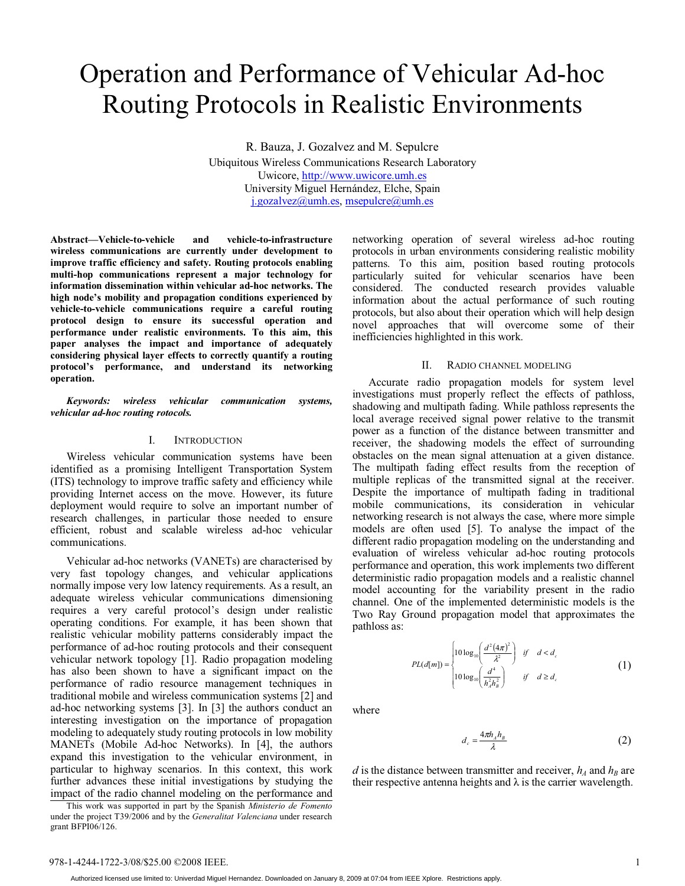# Operation and Performance of Vehicular Ad-hoc Routing Protocols in Realistic Environments

R. Bauza, J. Gozalvez and M. Sepulcre

Ubiquitous Wireless Communications Research Laboratory
Uwicore, http://www.uwicore.umh.es
University Miguel Hernández, Elche, Spain
j.gozalvez@umh.es, msepulcre@umh.es

***Abstract*—Vehicle-to-vehicle and vehicle-to-infrastructure wireless communications are currently under development to improve traffic efficiency and safety. Routing protocols enabling multi-hop communications represent a major technology for information dissemination within vehicular ad-hoc networks. The high node's mobility and propagation conditions experienced by vehicle-to-vehicle communications require a careful routing protocol design to ensure its successful operation and performance under realistic environments. To this aim, this paper analyses the impact and importance of adequately considering physical layer effects to correctly quantify a routing protocol's performance, and understand its networking operation.**

***Keywords: wireless vehicular communication systems, vehicular ad-hoc routing rotocols.***

## I. Introduction

Wireless vehicular communication systems have been identified as a promising Intelligent Transportation System (ITS) technology to improve traffic safety and efficiency while providing Internet access on the move. However, its future deployment would require to solve an important number of research challenges, in particular those needed to ensure efficient, robust and scalable wireless ad-hoc vehicular communications.

Vehicular ad-hoc networks (VANETs) are characterised by very fast topology changes, and vehicular applications normally impose very low latency requirements. As a result, an adequate wireless vehicular communications dimensioning requires a very careful protocol's design under realistic operating conditions. For example, it has been shown that realistic vehicular mobility patterns considerably impact the performance of ad-hoc routing protocols and their consequent vehicular network topology [1]. Radio propagation modeling has also been shown to have a significant impact on the performance of radio resource management techniques in traditional mobile and wireless communication systems [2] and ad-hoc networking systems [3]. In [3] the authors conduct an interesting investigation on the importance of propagation modeling to adequately study routing protocols in low mobility MANETs (Mobile Ad-hoc Networks). In [4], the authors expand this investigation to the vehicular environment, in particular to highway scenarios. In this context, this work further advances these initial investigations by studying the impact of the radio channel modeling on the performance and networking operation of several wireless ad-hoc routing protocols in urban environments considering realistic mobility patterns. To this aim, position based routing protocols particularly suited for vehicular scenarios have been considered. The conducted research provides valuable information about the actual performance of such routing protocols, but also about their operation which will help design novel approaches that will overcome some of their inefficiencies highlighted in this work.

This work was supported in part by the Spanish *Ministerio de Fomento* under the project T39/2006 and by the *Generalitat Valenciana* under research grant BFPI06/126.

## II. Radio Channel Modeling

Accurate radio propagation models for system level investigations must properly reflect the effects of pathloss, shadowing and multipath fading. While pathloss represents the local average received signal power relative to the transmit power as a function of the distance between transmitter and receiver, the shadowing models the effect of surrounding obstacles on the mean signal attenuation at a given distance. The multipath fading effect results from the reception of multiple replicas of the transmitted signal at the receiver. Despite the importance of multipath fading in traditional mobile communications, its consideration in vehicular networking research is not always the case, where more simple models are often used [5]. To analyse the impact of the different radio propagation modeling on the understanding and evaluation of wireless vehicular ad-hoc routing protocols performance and operation, this work implements two different deterministic radio propagation models and a realistic channel model accounting for the variability present in the radio channel. One of the implemented deterministic models is the Two Ray Ground propagation model that approximates the pathloss as:

$$PL(d[m]) = \begin{cases} 10\log_{10}\left(\dfrac{d^2(4\pi)^2}{\lambda^2}\right) & if \quad d < d_c \\ 10\log_{10}\left(\dfrac{d^4}{h_A^2 h_B^2}\right) & if \quad d \geq d_c \end{cases} \tag{1}$$

where

$$d_c = \frac{4\pi h_A h_B}{\lambda} \tag{2}$$

$d$ is the distance between transmitter and receiver, $h_A$ and $h_B$ are their respective antenna heights and $\lambda$ is the carrier wavelength.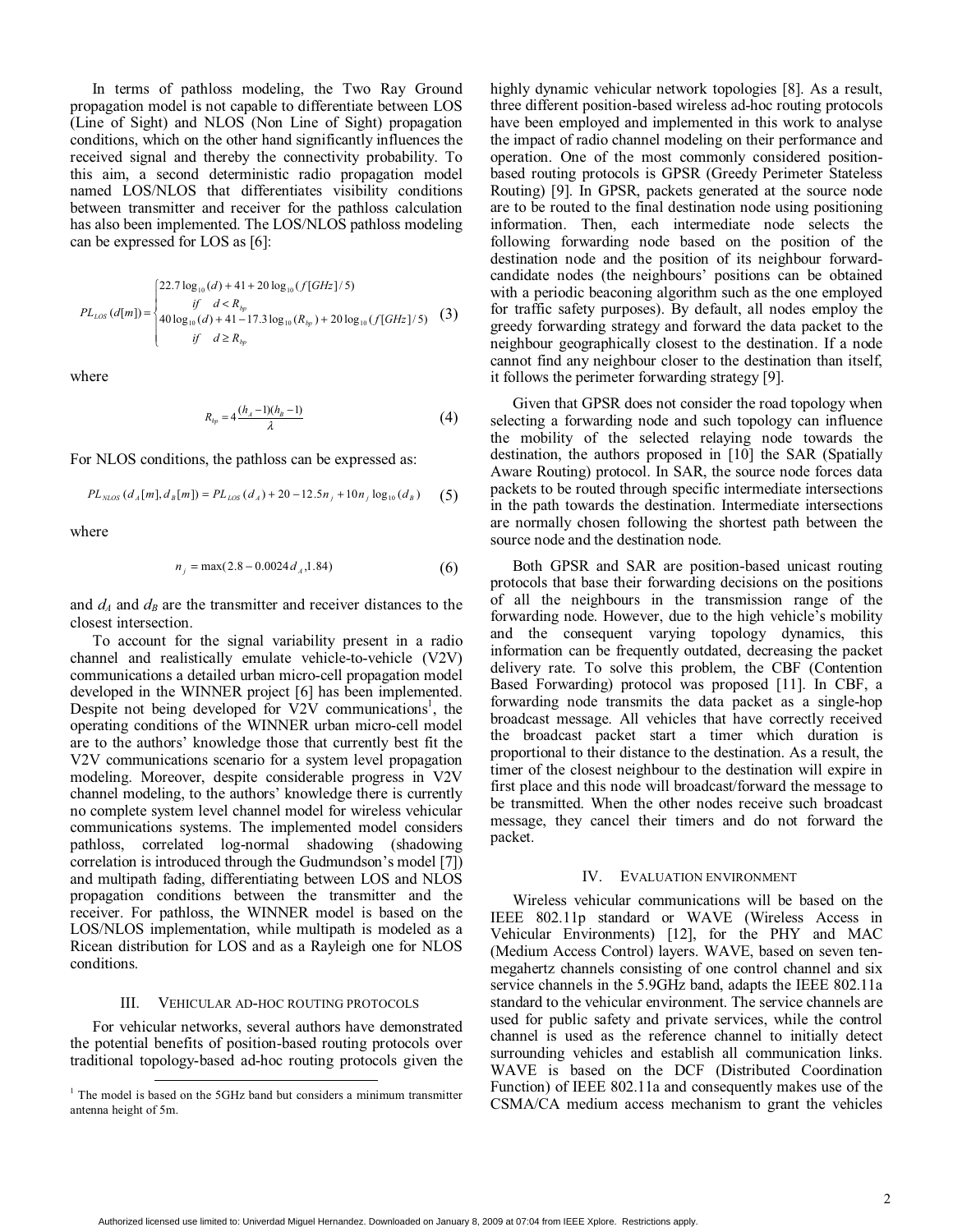In terms of pathloss modeling, the Two Ray Ground propagation model is not capable to differentiate between LOS (Line of Sight) and NLOS (Non Line of Sight) propagation conditions, which on the other hand significantly influences the received signal and thereby the connectivity probability. To this aim, a second deterministic radio propagation model named LOS/NLOS that differentiates visibility conditions between transmitter and receiver for the pathloss calculation has also been implemented. The LOS/NLOS pathloss modeling can be expressed for LOS as [6]:

$$PL_{LOS}(d[m]) = \begin{cases} 22.7\log_{10}(d) + 41 + 20\log_{10}(f[GHz]/5) \\ \quad if \quad d < R_{bp} \\ 40\log_{10}(d) + 41 - 17.3\log_{10}(R_{bp}) + 20\log_{10}(f[GHz]/5) \\ \quad if \quad d \geq R_{bp} \end{cases} \quad (3)$$

where

$$R_{bp} = 4\frac{(h_A - 1)(h_B - 1)}{\lambda} \quad (4)$$

For NLOS conditions, the pathloss can be expressed as:

$$PL_{NLOS}(d_A[m], d_B[m]) = PL_{LOS}(d_A) + 20 - 12.5n_j + 10n_j\log_{10}(d_B) \quad (5)$$

where

$$n_j = \max(2.8 - 0.0024d_A, 1.84) \quad (6)$$

and $d_A$ and $d_B$ are the transmitter and receiver distances to the closest intersection.

To account for the signal variability present in a radio channel and realistically emulate vehicle-to-vehicle (V2V) communications a detailed urban micro-cell propagation model developed in the WINNER project [6] has been implemented. Despite not being developed for V2V communications[1], the operating conditions of the WINNER urban micro-cell model are to the authors' knowledge those that currently best fit the V2V communications scenario for a system level propagation modeling. Moreover, despite considerable progress in V2V channel modeling, to the authors' knowledge there is currently no complete system level channel model for wireless vehicular communications systems. The implemented model considers pathloss, correlated log-normal shadowing (shadowing correlation is introduced through the Gudmundson's model [7]) and multipath fading, differentiating between LOS and NLOS propagation conditions between the transmitter and the receiver. For pathloss, the WINNER model is based on the LOS/NLOS implementation, while multipath is modeled as a Ricean distribution for LOS and as a Rayleigh one for NLOS conditions.

## III. Vehicular ad-hoc routing protocols

For vehicular networks, several authors have demonstrated the potential benefits of position-based routing protocols over traditional topology-based ad-hoc routing protocols given the highly dynamic vehicular network topologies [8]. As a result, three different position-based wireless ad-hoc routing protocols have been employed and implemented in this work to analyse the impact of radio channel modeling on their performance and operation. One of the most commonly considered position-based routing protocols is GPSR (Greedy Perimeter Stateless Routing) [9]. In GPSR, packets generated at the source node are to be routed to the final destination node using positioning information. Then, each intermediate node selects the following forwarding node based on the position of the destination node and the position of its neighbour forward-candidate nodes (the neighbours' positions can be obtained with a periodic beaconing algorithm such as the one employed for traffic safety purposes). By default, all nodes employ the greedy forwarding strategy and forward the data packet to the neighbour geographically closest to the destination. If a node cannot find any neighbour closer to the destination than itself, it follows the perimeter forwarding strategy [9].

Given that GPSR does not consider the road topology when selecting a forwarding node and such topology can influence the mobility of the selected relaying node towards the destination, the authors proposed in [10] the SAR (Spatially Aware Routing) protocol. In SAR, the source node forces data packets to be routed through specific intermediate intersections in the path towards the destination. Intermediate intersections are normally chosen following the shortest path between the source node and the destination node.

Both GPSR and SAR are position-based unicast routing protocols that base their forwarding decisions on the positions of all the neighbours in the transmission range of the forwarding node. However, due to the high vehicle's mobility and the consequent varying topology dynamics, this information can be frequently outdated, decreasing the packet delivery rate. To solve this problem, the CBF (Contention Based Forwarding) protocol was proposed [11]. In CBF, a forwarding node transmits the data packet as a single-hop broadcast message. All vehicles that have correctly received the broadcast packet start a timer which duration is proportional to their distance to the destination. As a result, the timer of the closest neighbour to the destination will expire in first place and this node will broadcast/forward the message to be transmitted. When the other nodes receive such broadcast message, they cancel their timers and do not forward the packet.

## IV. Evaluation environment

Wireless vehicular communications will be based on the IEEE 802.11p standard or WAVE (Wireless Access in Vehicular Environments) [12], for the PHY and MAC (Medium Access Control) layers. WAVE, based on seven ten-megahertz channels consisting of one control channel and six service channels in the 5.9GHz band, adapts the IEEE 802.11a standard to the vehicular environment. The service channels are used for public safety and private services, while the control channel is used as the reference channel to initially detect surrounding vehicles and establish all communication links. WAVE is based on the DCF (Distributed Coordination Function) of IEEE 802.11a and consequently makes use of the CSMA/CA medium access mechanism to grant the vehicles

[1] The model is based on the 5GHz band but considers a minimum transmitter antenna height of 5m.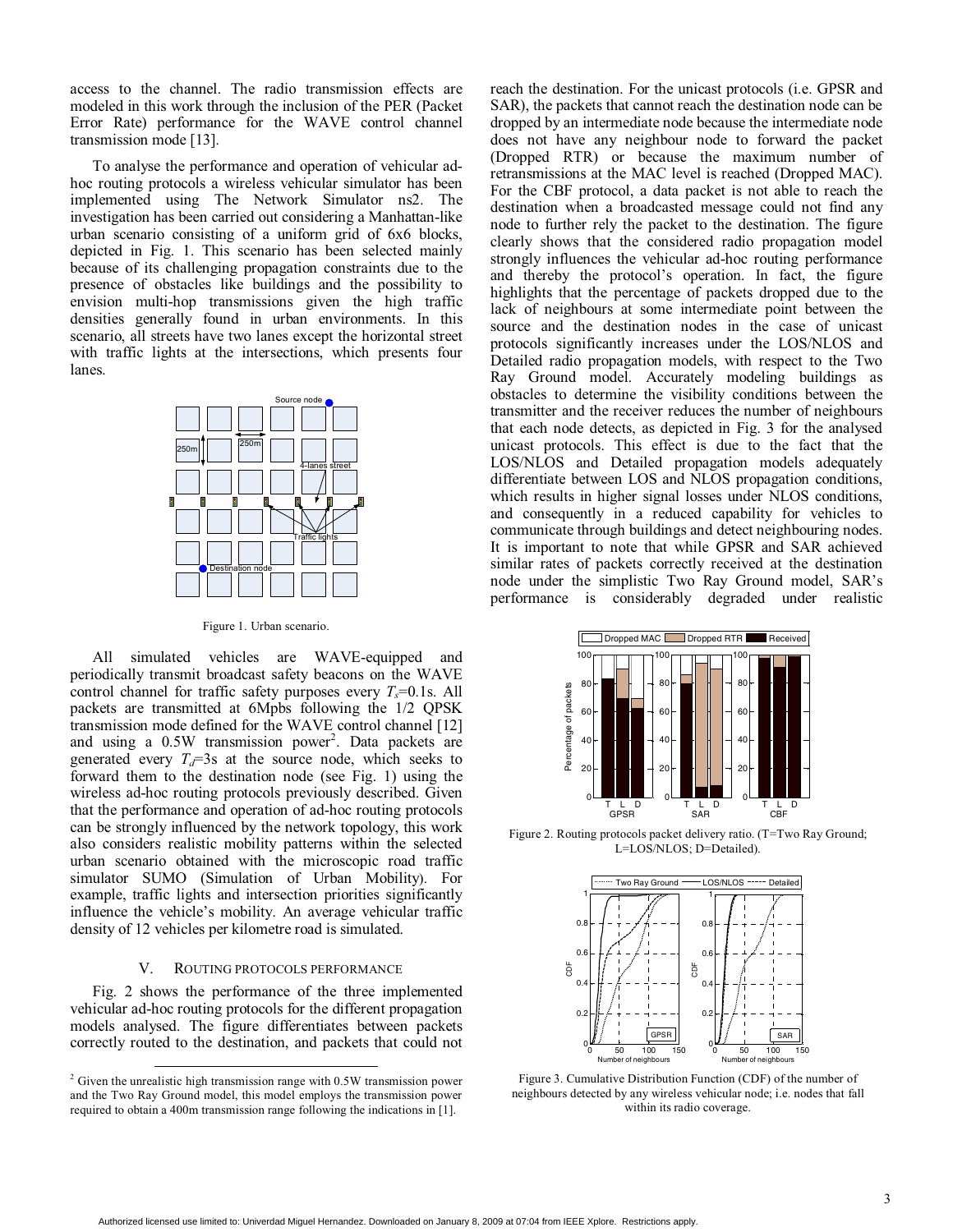access to the channel. The radio transmission effects are modeled in this work through the inclusion of the PER (Packet Error Rate) performance for the WAVE control channel transmission mode [13].

To analyse the performance and operation of vehicular ad-hoc routing protocols a wireless vehicular simulator has been implemented using The Network Simulator ns2. The investigation has been carried out considering a Manhattan-like urban scenario consisting of a uniform grid of 6x6 blocks, depicted in Fig. 1. This scenario has been selected mainly because of its challenging propagation constraints due to the presence of obstacles like buildings and the possibility to envision multi-hop transmissions given the high traffic densities generally found in urban environments. In this scenario, all streets have two lanes except the horizontal street with traffic lights at the intersections, which presents four lanes.

Figure 1. Urban scenario.

All simulated vehicles are WAVE-equipped and periodically transmit broadcast safety beacons on the WAVE control channel for traffic safety purposes every $T_s$=0.1s. All packets are transmitted at 6Mpbs following the 1/2 QPSK transmission mode defined for the WAVE control channel [12] and using a 0.5W transmission power[2]. Data packets are generated every $T_d$=3s at the source node, which seeks to forward them to the destination node (see Fig. 1) using the wireless ad-hoc routing protocols previously described. Given that the performance and operation of ad-hoc routing protocols can be strongly influenced by the network topology, this work also considers realistic mobility patterns within the selected urban scenario obtained with the microscopic road traffic simulator SUMO (Simulation of Urban Mobility). For example, traffic lights and intersection priorities significantly influence the vehicle's mobility. An average vehicular traffic density of 12 vehicles per kilometre road is simulated.

## V. ROUTING PROTOCOLS PERFORMANCE

Fig. 2 shows the performance of the three implemented vehicular ad-hoc routing protocols for the different propagation models analysed. The figure differentiates between packets correctly routed to the destination, and packets that could not reach the destination. For the unicast protocols (i.e. GPSR and SAR), the packets that cannot reach the destination node can be dropped by an intermediate node because the intermediate node does not have any neighbour node to forward the packet (Dropped RTR) or because the maximum number of retransmissions at the MAC level is reached (Dropped MAC). For the CBF protocol, a data packet is not able to reach the destination when a broadcasted message could not find any node to further rely the packet to the destination. The figure clearly shows that the considered radio propagation model strongly influences the vehicular ad-hoc routing performance and thereby the protocol's operation. In fact, the figure highlights that the percentage of packets dropped due to the lack of neighbours at some intermediate point between the source and the destination nodes in the case of unicast protocols significantly increases under the LOS/NLOS and Detailed radio propagation models, with respect to the Two Ray Ground model. Accurately modeling buildings as obstacles to determine the visibility conditions between the transmitter and the receiver reduces the number of neighbours that each node detects, as depicted in Fig. 3 for the analysed unicast protocols. This effect is due to the fact that the LOS/NLOS and Detailed propagation models adequately differentiate between LOS and NLOS propagation conditions, which results in higher signal losses under NLOS conditions, and consequently in a reduced capability for vehicles to communicate through buildings and detect neighbouring nodes. It is important to note that while GPSR and SAR achieved similar rates of packets correctly received at the destination node under the simplistic Two Ray Ground model, SAR's performance is considerably degraded under realistic

Figure 2. Routing protocols packet delivery ratio. (T=Two Ray Ground; L=LOS/NLOS; D=Detailed).

Figure 3. Cumulative Distribution Function (CDF) of the number of neighbours detected by any wireless vehicular node; i.e. nodes that fall within its radio coverage.

[2] Given the unrealistic high transmission range with 0.5W transmission power and the Two Ray Ground model, this model employs the transmission power required to obtain a 400m transmission range following the indications in [1].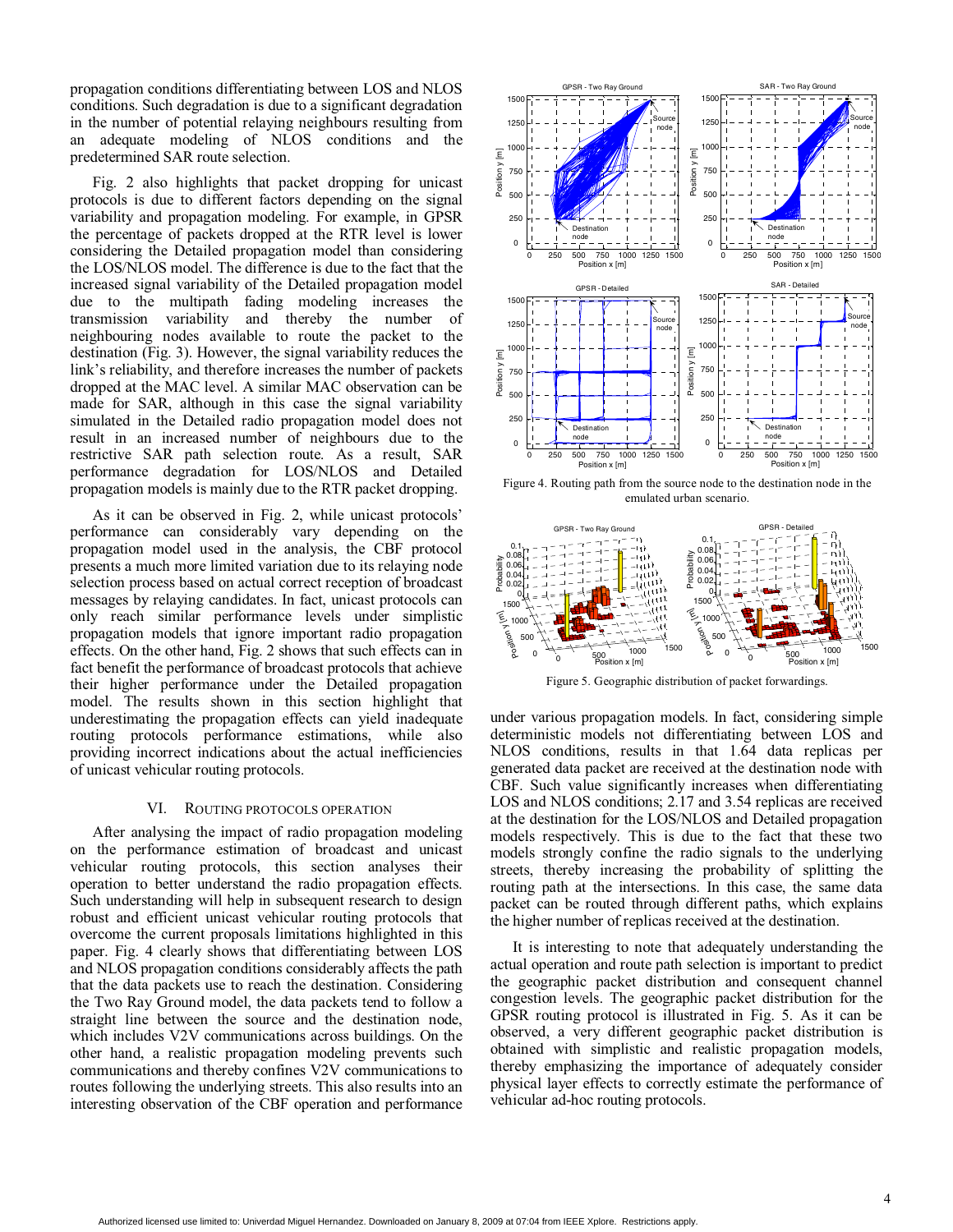propagation conditions differentiating between LOS and NLOS conditions. Such degradation is due to a significant degradation in the number of potential relaying neighbours resulting from an adequate modeling of NLOS conditions and the predetermined SAR route selection.

Fig. 2 also highlights that packet dropping for unicast protocols is due to different factors depending on the signal variability and propagation modeling. For example, in GPSR the percentage of packets dropped at the RTR level is lower considering the Detailed propagation model than considering the LOS/NLOS model. The difference is due to the fact that the increased signal variability of the Detailed propagation model due to the multipath fading modeling increases the transmission variability and thereby the number of neighbouring nodes available to route the packet to the destination (Fig. 3). However, the signal variability reduces the link's reliability, and therefore increases the number of packets dropped at the MAC level. A similar MAC observation can be made for SAR, although in this case the signal variability simulated in the Detailed radio propagation model does not result in an increased number of neighbours due to the restrictive SAR path selection route. As a result, SAR performance degradation for LOS/NLOS and Detailed propagation models is mainly due to the RTR packet dropping.

As it can be observed in Fig. 2, while unicast protocols' performance can considerably vary depending on the propagation model used in the analysis, the CBF protocol presents a much more limited variation due to its relaying node selection process based on actual correct reception of broadcast messages by relaying candidates. In fact, unicast protocols can only reach similar performance levels under simplistic propagation models that ignore important radio propagation effects. On the other hand, Fig. 2 shows that such effects can in fact benefit the performance of broadcast protocols that achieve their higher performance under the Detailed propagation model. The results shown in this section highlight that underestimating the propagation effects can yield inadequate routing protocols performance estimations, while also providing incorrect indications about the actual inefficiencies of unicast vehicular routing protocols.

## VI. Routing Protocols Operation

After analysing the impact of radio propagation modeling on the performance estimation of broadcast and unicast vehicular routing protocols, this section analyses their operation to better understand the radio propagation effects. Such understanding will help in subsequent research to design robust and efficient unicast vehicular routing protocols that overcome the current proposals limitations highlighted in this paper. Fig. 4 clearly shows that differentiating between LOS and NLOS propagation conditions considerably affects the path that the data packets use to reach the destination. Considering the Two Ray Ground model, the data packets tend to follow a straight line between the source and the destination node, which includes V2V communications across buildings. On the other hand, a realistic propagation modeling prevents such communications and thereby confines V2V communications to routes following the underlying streets. This also results into an interesting observation of the CBF operation and performance under various propagation models. In fact, considering simple deterministic models not differentiating between LOS and NLOS conditions, results in that 1.64 data replicas per generated data packet are received at the destination node with CBF. Such value significantly increases when differentiating LOS and NLOS conditions; 2.17 and 3.54 replicas are received at the destination for the LOS/NLOS and Detailed propagation models respectively. This is due to the fact that these two models strongly confine the radio signals to the underlying streets, thereby increasing the probability of splitting the routing path at the intersections. In this case, the same data packet can be routed through different paths, which explains the higher number of replicas received at the destination.

Figure 4. Routing path from the source node to the destination node in the emulated urban scenario.

Figure 5. Geographic distribution of packet forwardings.

It is interesting to note that adequately understanding the actual operation and route path selection is important to predict the geographic packet distribution and consequent channel congestion levels. The geographic packet distribution for the GPSR routing protocol is illustrated in Fig. 5. As it can be observed, a very different geographic packet distribution is obtained with simplistic and realistic propagation models, thereby emphasizing the importance of adequately consider physical layer effects to correctly estimate the performance of vehicular ad-hoc routing protocols.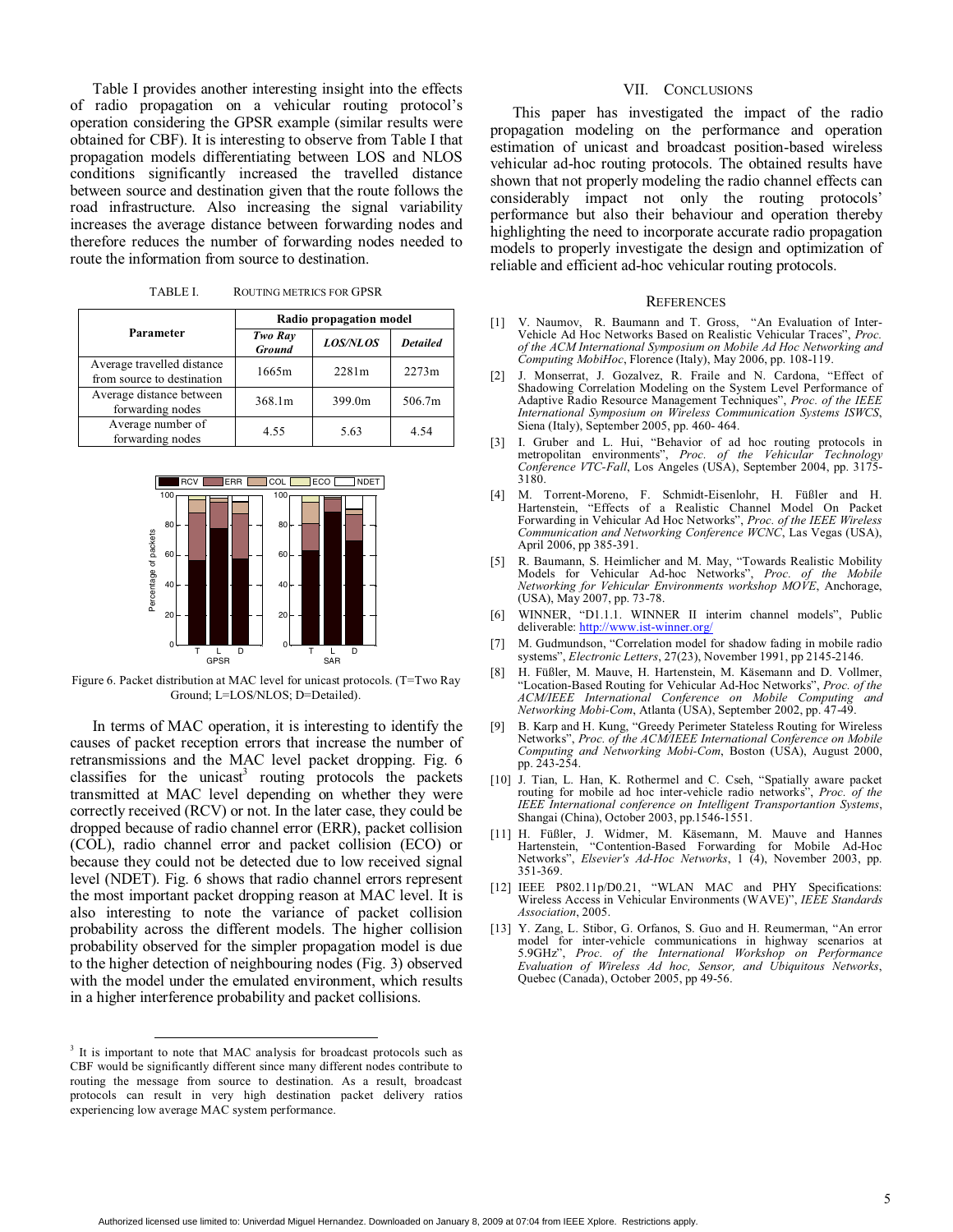Table I provides another interesting insight into the effects of radio propagation on a vehicular routing protocol's operation considering the GPSR example (similar results were obtained for CBF). It is interesting to observe from Table I that propagation models differentiating between LOS and NLOS conditions significantly increased the travelled distance between source and destination given that the route follows the road infrastructure. Also increasing the signal variability increases the average distance between forwarding nodes and therefore reduces the number of forwarding nodes needed to route the information from source to destination.

TABLE I. ROUTING METRICS FOR GPSR

| Parameter | Radio propagation model | | |
|---|---|---|---|
| | *Two Ray Ground* | *LOS/NLOS* | *Detailed* |
| Average travelled distance from source to destination | 1665m | 2281m | 2273m |
| Average distance between forwarding nodes | 368.1m | 399.0m | 506.7m |
| Average number of forwarding nodes | 4.55 | 5.63 | 4.54 |

RCV ERR COL ECO NDET

Percentage of packets

100
80
60
40
20
0

T L D
GPSR

T L D
SAR

Figure 6. Packet distribution at MAC level for unicast protocols. (T=Two Ray Ground; L=LOS/NLOS; D=Detailed).

In terms of MAC operation, it is interesting to identify the causes of packet reception errors that increase the number of retransmissions and the MAC level packet dropping. Fig. 6 classifies for the unicast[3] routing protocols the packets transmitted at MAC level depending on whether they were correctly received (RCV) or not. In the later case, they could be dropped because of radio channel error (ERR), packet collision (COL), radio channel error and packet collision (ECO) or because they could not be detected due to low received signal level (NDET). Fig. 6 shows that radio channel errors represent the most important packet dropping reason at MAC level. It is also interesting to note the variance of packet collision probability across the different models. The higher collision probability observed for the simpler propagation model is due to the higher detection of neighbouring nodes (Fig. 3) observed with the model under the emulated environment, which results in a higher interference probability and packet collisions.

[3] It is important to note that MAC analysis for broadcast protocols such as CBF would be significantly different since many different nodes contribute to routing the message from source to destination. As a result, broadcast protocols can result in very high destination packet delivery ratios experiencing low average MAC system performance.

## VII. CONCLUSIONS

This paper has investigated the impact of the radio propagation modeling on the performance and operation estimation of unicast and broadcast position-based wireless vehicular ad-hoc routing protocols. The obtained results have shown that not properly modeling the radio channel effects can considerably impact not only the routing protocols' performance but also their behaviour and operation thereby highlighting the need to incorporate accurate radio propagation models to properly investigate the design and optimization of reliable and efficient ad-hoc vehicular routing protocols.

## REFERENCES

[1] V. Naumov, R. Baumann and T. Gross, "An Evaluation of Inter-Vehicle Ad Hoc Networks Based on Realistic Vehicular Traces", *Proc. of the ACM International Symposium on Mobile Ad Hoc Networking and Computing MobiHoc*, Florence (Italy), May 2006, pp. 108-119.

[2] J. Monserrat, J. Gozalvez, R. Fraile and N. Cardona, "Effect of Shadowing Correlation Modeling on the System Level Performance of Adaptive Radio Resource Management Techniques", *Proc. of the IEEE International Symposium on Wireless Communication Systems ISWCS*, Siena (Italy), September 2005, pp. 460- 464.

[3] I. Gruber and L. Hui, "Behavior of ad hoc routing protocols in metropolitan environments", *Proc. of the Vehicular Technology Conference VTC-Fall*, Los Angeles (USA), September 2004, pp. 3175-3180.

[4] M. Torrent-Moreno, F. Schmidt-Eisenlohr, H. Füßler and H. Hartenstein, "Effects of a Realistic Channel Model On Packet Forwarding in Vehicular Ad Hoc Networks", *Proc. of the IEEE Wireless Communication and Networking Conference WCNC*, Las Vegas (USA), April 2006, pp 385-391.

[5] R. Baumann, S. Heimlicher and M. May, "Towards Realistic Mobility Models for Vehicular Ad-hoc Networks", *Proc. of the Mobile Networking for Vehicular Environments workshop MOVE*, Anchorage, (USA), May 2007, pp. 73-78.

[6] WINNER, "D1.1.1. WINNER II interim channel models", Public deliverable: http://www.ist-winner.org/

[7] M. Gudmundson, "Correlation model for shadow fading in mobile radio systems", *Electronic Letters*, 27(23), November 1991, pp 2145-2146.

[8] H. Füßler, M. Mauve, H. Hartenstein, M. Käsemann and D. Vollmer, "Location-Based Routing for Vehicular Ad-Hoc Networks", *Proc. of the ACM/IEEE International Conference on Mobile Computing and Networking Mobi-Com*, Atlanta (USA), September 2002, pp. 47-49.

[9] B. Karp and H. Kung, "Greedy Perimeter Stateless Routing for Wireless Networks", *Proc. of the ACM/IEEE International Conference on Mobile Computing and Networking Mobi-Com*, Boston (USA), August 2000, pp. 243-254.

[10] J. Tian, L. Han, K. Rothermel and C. Cseh, "Spatially aware packet routing for mobile ad hoc inter-vehicle radio networks", *Proc. of the IEEE International conference on Intelligent Transportation Systems*, Shangai (China), October 2003, pp.1546-1551.

[11] H. Füßler, J. Widmer, M. Käsemann, M. Mauve and Hannes Hartenstein, "Contention-Based Forwarding for Mobile Ad-Hoc Networks", *Elsevier's Ad-Hoc Networks*, 1 (4), November 2003, pp. 351-369.

[12] IEEE P802.11p/D0.21, "WLAN MAC and PHY Specifications: Wireless Access in Vehicular Environments (WAVE)", *IEEE Standards Association*, 2005.

[13] Y. Zang, L. Stibor, G. Orfanos, S. Guo and H. Reumerman, "An error model for inter-vehicle communications in highway scenarios at 5.9GHz", *Proc. of the International Workshop on Performance Evaluation of Wireless Ad hoc, Sensor, and Ubiquitous Networks*, Quebec (Canada), October 2005, pp 49-56.